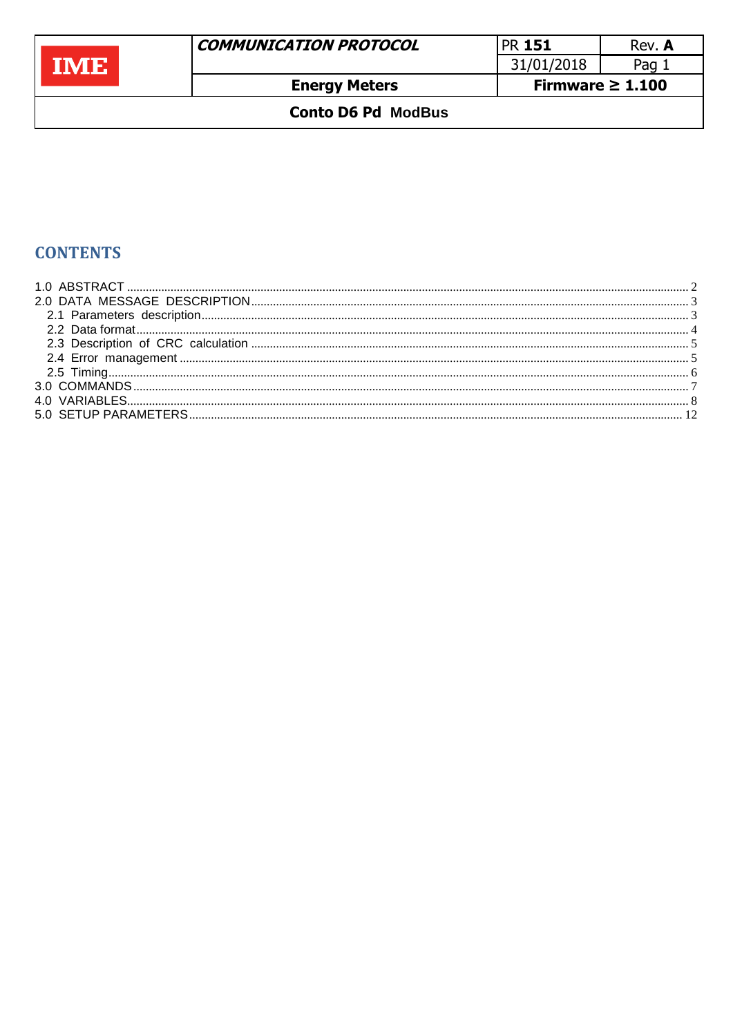| IME | *COMMUNICATION PROTOCOL* | PR **151** | Rev. **A** |
|---|---|---|---|
| | | 31/01/2018 | Pag 1 |
| | **Energy Meters** | **Firmware ≥ 1.100** | |
| **Conto D6 Pd ModBus** | | | |

## CONTENTS

1.0 ABSTRACT .................... 2
2.0 DATA MESSAGE DESCRIPTION .................... 3
  2.1 Parameters description .................... 3
  2.2 Data format .................... 4
  2.3 Description of CRC calculation .................... 5
  2.4 Error management .................... 5
  2.5 Timing .................... 6
3.0 COMMANDS .................... 7
4.0 VARIABLES .................... 8
5.0 SETUP PARAMETERS .................... 12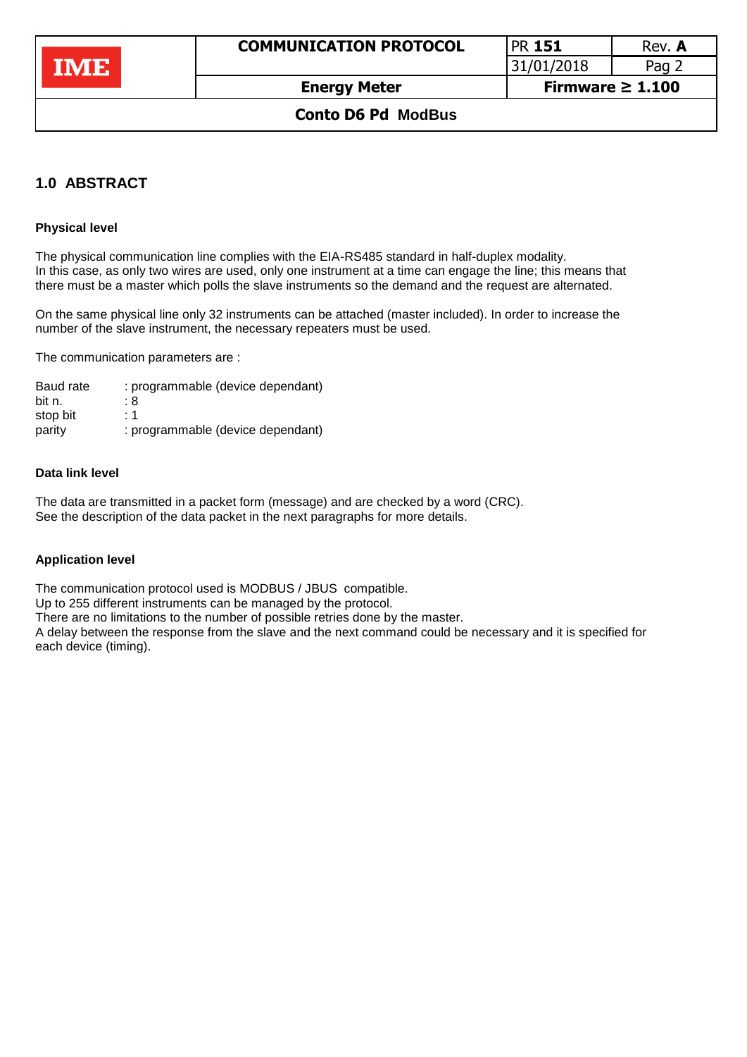## 1.0 ABSTRACT

### Physical level

The physical communication line complies with the EIA-RS485 standard in half-duplex modality.
In this case, as only two wires are used, only one instrument at a time can engage the line; this means that there must be a master which polls the slave instruments so the demand and the request are alternated.

On the same physical line only 32 instruments can be attached (master included). In order to increase the number of the slave instrument, the necessary repeaters must be used.

The communication parameters are :

| | |
|---|---|
| Baud rate | : programmable (device dependant) |
| bit n. | : 8 |
| stop bit | : 1 |
| parity | : programmable (device dependant) |

### Data link level

The data are transmitted in a packet form (message) and are checked by a word (CRC).
See the description of the data packet in the next paragraphs for more details.

### Application level

The communication protocol used is MODBUS / JBUS compatible.
Up to 255 different instruments can be managed by the protocol.
There are no limitations to the number of possible retries done by the master.
A delay between the response from the slave and the next command could be necessary and it is specified for each device (timing).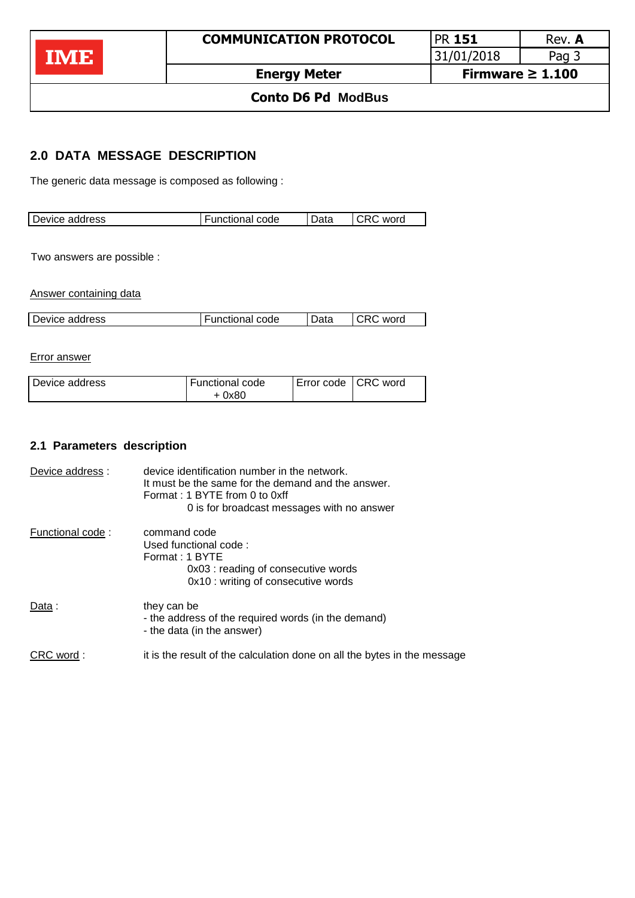## 2.0 DATA MESSAGE DESCRIPTION

The generic data message is composed as following :

| Device address | Functional code | Data | CRC word |
|---|---|---|---|

Two answers are possible :

Answer containing data

| Device address | Functional code | Data | CRC word |
|---|---|---|---|

Error answer

| Device address | Functional code + 0x80 | Error code | CRC word |
|---|---|---|---|

## 2.1 Parameters description

Device address : device identification number in the network.
It must be the same for the demand and the answer.
Format : 1 BYTE from 0 to 0xff
0 is for broadcast messages with no answer

Functional code : command code
Used functional code :
Format : 1 BYTE
0x03 : reading of consecutive words
0x10 : writing of consecutive words

Data : they can be
- the address of the required words (in the demand)
- the data (in the answer)

CRC word : it is the result of the calculation done on all the bytes in the message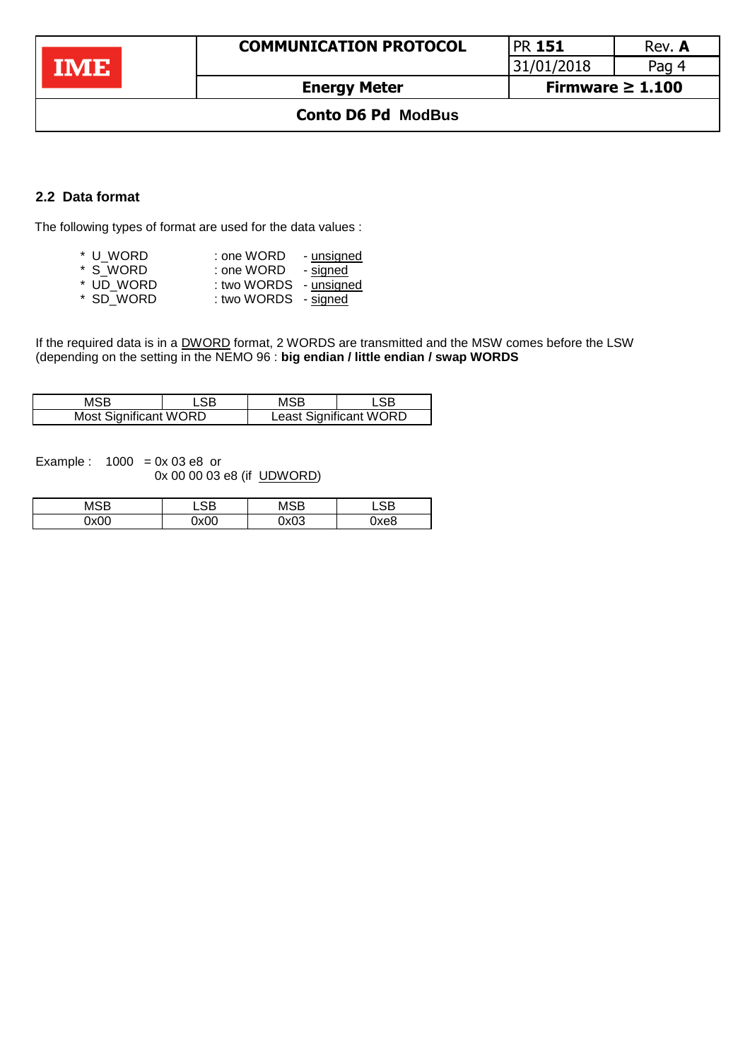## 2.2 Data format

The following types of format are used for the data values :

* U_WORD : one WORD - unsigned
* S_WORD : one WORD - signed
* UD_WORD : two WORDS - unsigned
* SD_WORD : two WORDS - signed

If the required data is in a DWORD format, 2 WORDS are transmitted and the MSW comes before the LSW (depending on the setting in the NEMO 96 : **big endian / little endian / swap WORDS**

| MSB | LSB | MSB | LSB |
|---|---|---|---|
| Most Significant WORD | | Least Significant WORD | |

Example : 1000 = 0x 03 e8 or
0x 00 00 03 e8 (if UDWORD)

| MSB | LSB | MSB | LSB |
|---|---|---|---|
| 0x00 | 0x00 | 0x03 | 0xe8 |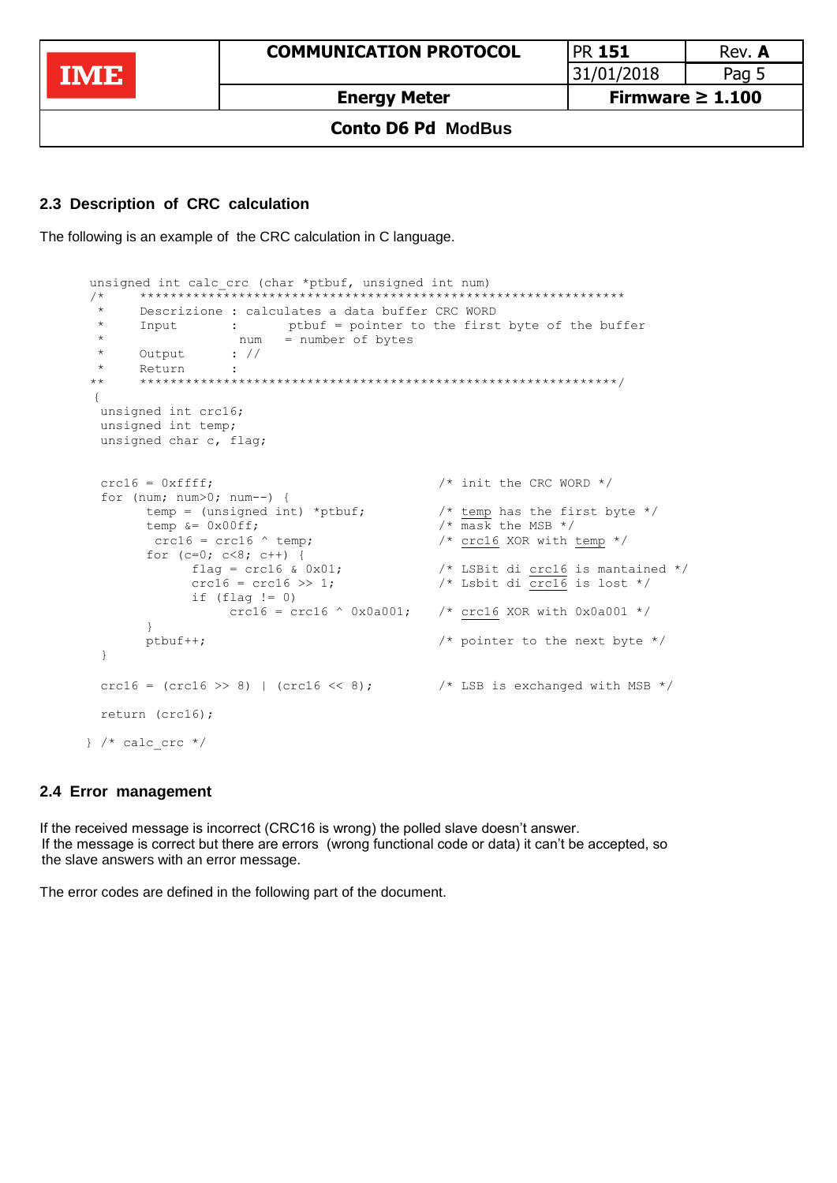## 2.3 Description of CRC calculation

The following is an example of the CRC calculation in C language.

```
unsigned int calc_crc (char *ptbuf, unsigned int num)
/*   ******************************************************************
 *     Descrizione : calculates a data buffer CRC WORD
 *     Input       :       ptbuf = pointer to the first byte of the buffer
 *                   num    = number of bytes
 *     Output      : //
 *     Return      :
**     ******************************************************************/
 {
  unsigned int crc16;
  unsigned int temp;
  unsigned char c, flag;


  crc16 = 0xffff;                              /* init the CRC WORD */
  for (num; num>0; num--) {
        temp = (unsigned int) *ptbuf;          /* temp has the first byte */
        temp &= 0x00ff;                        /* mask the MSB */
         crc16 = crc16 ^ temp;                 /* crc16 XOR with temp */
        for (c=0; c<8; c++) {
              flag = crc16 & 0x01;             /* LSBit di crc16 is mantained */
              crc16 = crc16 >> 1;              /* Lsbit di crc16 is lost */
              if (flag != 0)
                   crc16 = crc16 ^ 0x0a001;    /* crc16 XOR with 0x0a001 */
        }
        ptbuf++;                               /* pointer to the next byte */
  }

  crc16 = (crc16 >> 8) | (crc16 << 8);         /* LSB is exchanged with MSB */

  return (crc16);

} /* calc_crc */
```

## 2.4 Error management

If the received message is incorrect (CRC16 is wrong) the polled slave doesn't answer.
If the message is correct but there are errors (wrong functional code or data) it can't be accepted, so the slave answers with an error message.

The error codes are defined in the following part of the document.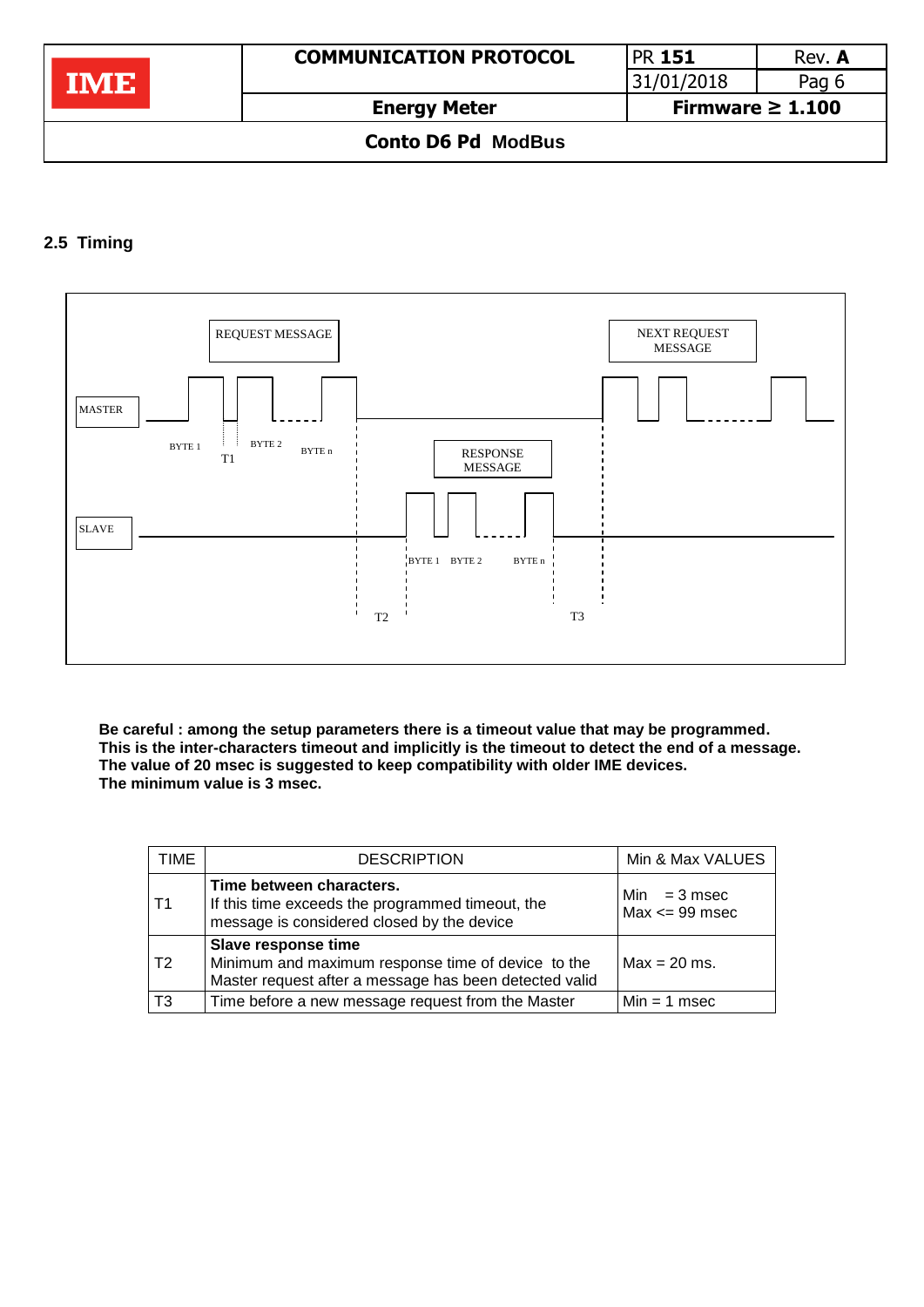## 2.5 Timing

REQUEST MESSAGE

NEXT REQUEST MESSAGE

MASTER

BYTE 1 BYTE 2 BYTE n

T1

RESPONSE MESSAGE

SLAVE

BYTE 1 BYTE 2 BYTE n

T2 T3

**Be careful : among the setup parameters there is a timeout value that may be programmed.**
**This is the inter-characters timeout and implicitly is the timeout to detect the end of a message.**
**The value of 20 msec is suggested to keep compatibility with older IME devices.**
**The minimum value is 3 msec.**

| TIME | DESCRIPTION | Min & Max VALUES |
|---|---|---|
| T1 | **Time between characters.** If this time exceeds the programmed timeout, the message is considered closed by the device | Min = 3 msec Max <= 99 msec |
| T2 | **Slave response time** Minimum and maximum response time of device to the Master request after a message has been detected valid | Max = 20 ms. |
| T3 | Time before a new message request from the Master | Min = 1 msec |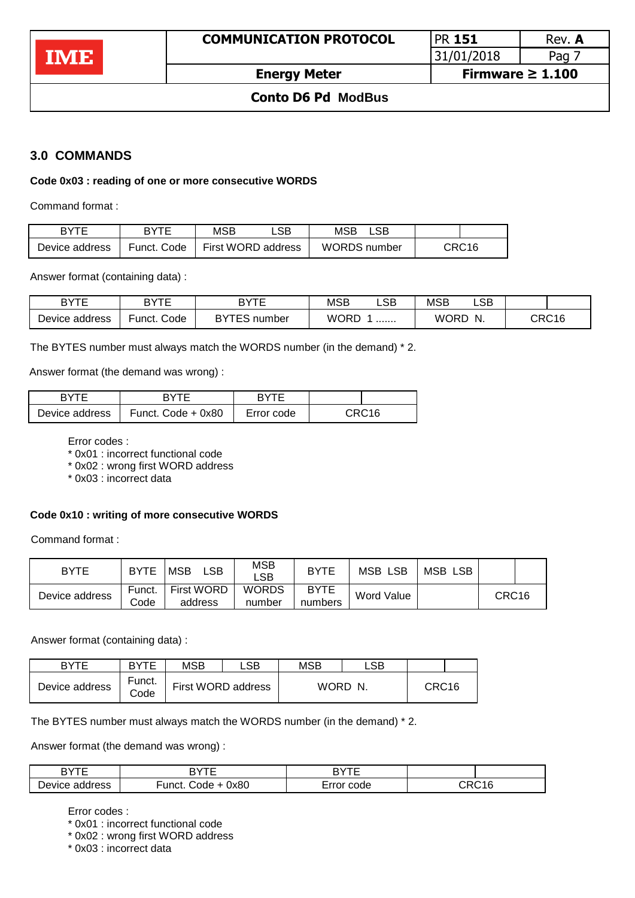## 3.0 COMMANDS

**Code 0x03 : reading of one or more consecutive WORDS**

Command format :

| BYTE | BYTE | MSB LSB | MSB LSB | | |
|---|---|---|---|---|---|
| Device address | Funct. Code | First WORD address | WORDS number | CRC16 | |

Answer format (containing data) :

| BYTE | BYTE | BYTE | MSB LSB | MSB LSB | | |
|---|---|---|---|---|---|---|
| Device address | Funct. Code | BYTES number | WORD 1 ....... | WORD N. | CRC16 | |

The BYTES number must always match the WORDS number (in the demand) * 2.

Answer format (the demand was wrong) :

| BYTE | BYTE | BYTE | | |
|---|---|---|---|---|
| Device address | Funct. Code + 0x80 | Error code | CRC16 | |

Error codes :
* 0x01 : incorrect functional code
* 0x02 : wrong first WORD address
* 0x03 : incorrect data

**Code 0x10 : writing of more consecutive WORDS**

Command format :

| BYTE | BYTE | MSB LSB | MSB LSB | BYTE | MSB LSB | MSB LSB | | |
|---|---|---|---|---|---|---|---|---|
| Device address | Funct. Code | First WORD address | WORDS number | BYTE numbers | Word Value | | CRC16 | |

Answer format (containing data) :

| BYTE | BYTE | MSB | LSB | MSB | LSB | | |
|---|---|---|---|---|---|---|---|
| Device address | Funct. Code | First WORD address | | WORD N. | | CRC16 | |

The BYTES number must always match the WORDS number (in the demand) * 2.

Answer format (the demand was wrong) :

| BYTE | BYTE | BYTE | | |
|---|---|---|---|---|
| Device address | Funct. Code + 0x80 | Error code | CRC16 | |

Error codes :
* 0x01 : incorrect functional code
* 0x02 : wrong first WORD address
* 0x03 : incorrect data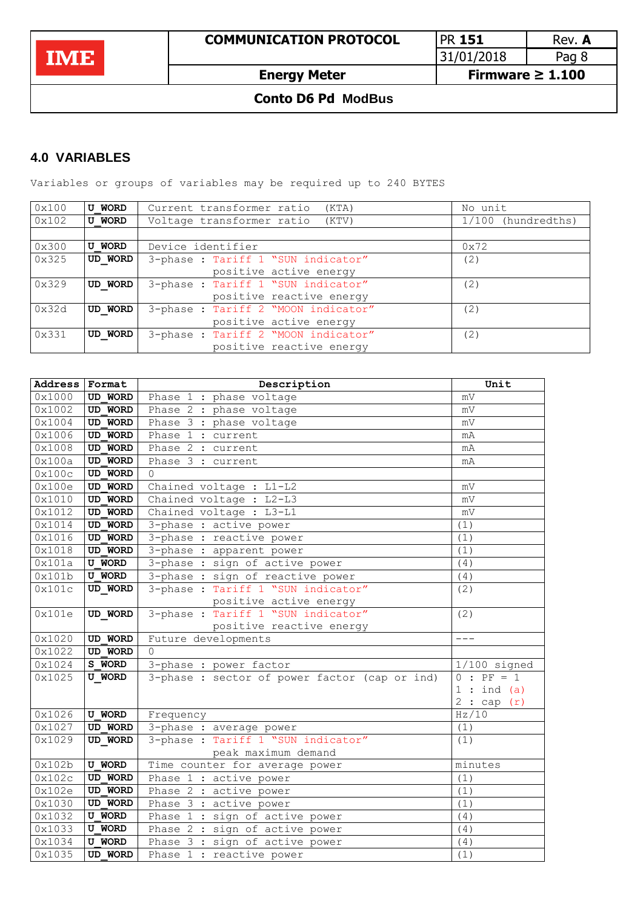## 4.0 VARIABLES

Variables or groups of variables may be required up to 240 BYTES

| | | | |
|---|---|---|---|
| 0x100 | U_WORD | Current transformer ratio (KTA) | No unit |
| 0x102 | U_WORD | Voltage transformer ratio (KTV) | 1/100 (hundredths) |
| | | | |
| 0x300 | U_WORD | Device identifier | 0x72 |
| 0x325 | UD_WORD | 3-phase : Tariff 1 "SUN indicator" positive active energy | (2) |
| 0x329 | UD_WORD | 3-phase : Tariff 1 "SUN indicator" positive reactive energy | (2) |
| 0x32d | UD_WORD | 3-phase : Tariff 2 "MOON indicator" positive active energy | (2) |
| 0x331 | UD_WORD | 3-phase : Tariff 2 "MOON indicator" positive reactive energy | (2) |

| Address | Format | Description | Unit |
|---|---|---|---|
| 0x1000 | UD_WORD | Phase 1 : phase voltage | mV |
| 0x1002 | UD_WORD | Phase 2 : phase voltage | mV |
| 0x1004 | UD_WORD | Phase 3 : phase voltage | mV |
| 0x1006 | UD_WORD | Phase 1 : current | mA |
| 0x1008 | UD_WORD | Phase 2 : current | mA |
| 0x100a | UD_WORD | Phase 3 : current | mA |
| 0x100c | UD_WORD | 0 | |
| 0x100e | UD_WORD | Chained voltage : L1-L2 | mV |
| 0x1010 | UD_WORD | Chained voltage : L2-L3 | mV |
| 0x1012 | UD_WORD | Chained voltage : L3-L1 | mV |
| 0x1014 | UD_WORD | 3-phase : active power | (1) |
| 0x1016 | UD_WORD | 3-phase : reactive power | (1) |
| 0x1018 | UD_WORD | 3-phase : apparent power | (1) |
| 0x101a | U_WORD | 3-phase : sign of active power | (4) |
| 0x101b | U_WORD | 3-phase : sign of reactive power | (4) |
| 0x101c | UD_WORD | 3-phase : Tariff 1 "SUN indicator" positive active energy | (2) |
| 0x101e | UD_WORD | 3-phase : Tariff 1 "SUN indicator" positive reactive energy | (2) |
| 0x1020 | UD_WORD | Future developments | --- |
| 0x1022 | UD_WORD | 0 | |
| 0x1024 | S_WORD | 3-phase : power factor | 1/100 signed |
| 0x1025 | U_WORD | 3-phase : sector of power factor (cap or ind) | 0 : PF = 1<br>1 : ind (a)<br>2 : cap (r) |
| 0x1026 | U_WORD | Frequency | Hz/10 |
| 0x1027 | UD_WORD | 3-phase : average power | (1) |
| 0x1029 | UD_WORD | 3-phase : Tariff 1 "SUN indicator" peak maximum demand | (1) |
| 0x102b | U_WORD | Time counter for average power | minutes |
| 0x102c | UD_WORD | Phase 1 : active power | (1) |
| 0x102e | UD_WORD | Phase 2 : active power | (1) |
| 0x1030 | UD_WORD | Phase 3 : active power | (1) |
| 0x1032 | U_WORD | Phase 1 : sign of active power | (4) |
| 0x1033 | U_WORD | Phase 2 : sign of active power | (4) |
| 0x1034 | U_WORD | Phase 3 : sign of active power | (4) |
| 0x1035 | UD_WORD | Phase 1 : reactive power | (1) |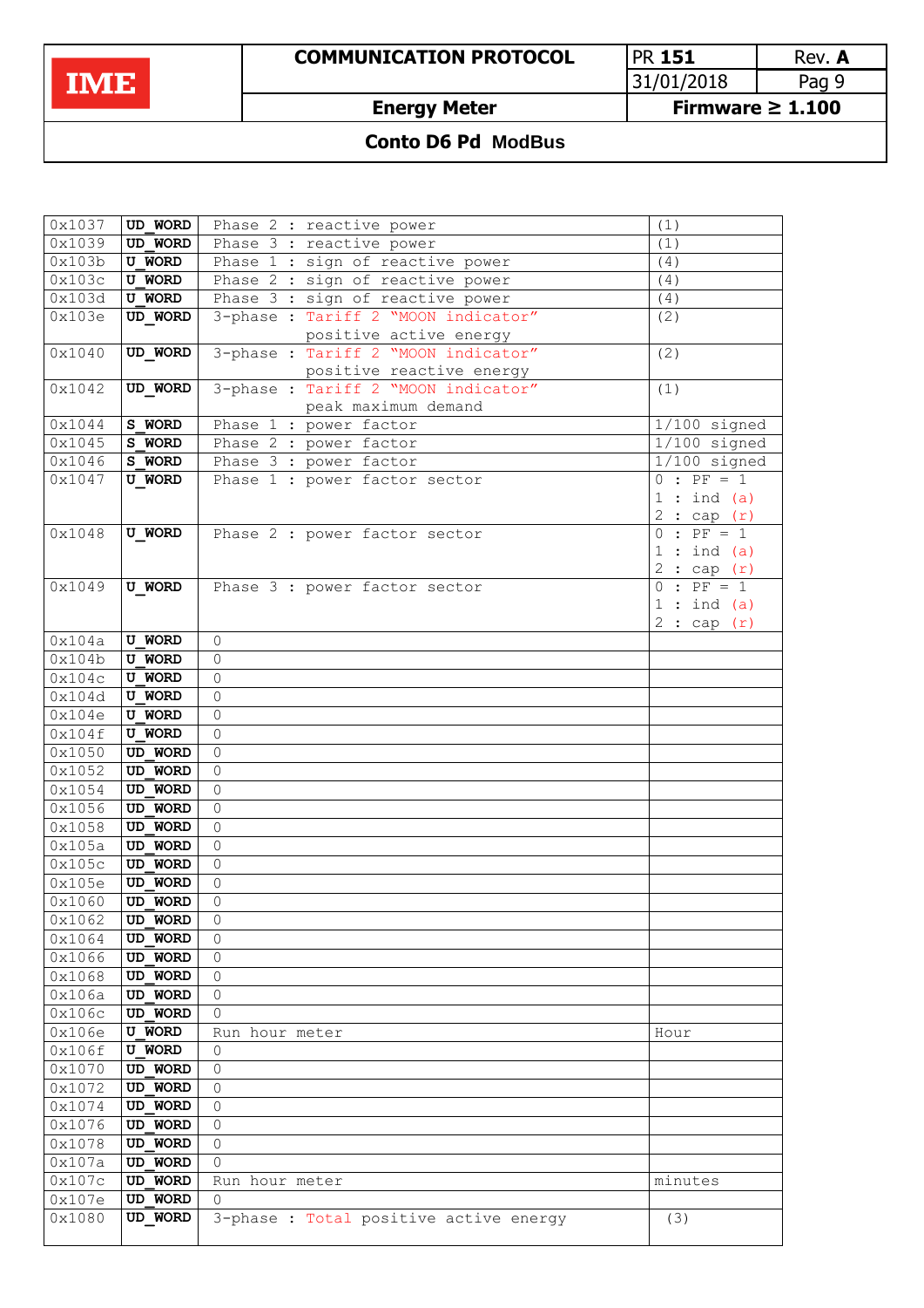| | | | |
|---|---|---|---|
| 0x1037 | **UD_WORD** | Phase 2 : reactive power | (1) |
| 0x1039 | **UD_WORD** | Phase 3 : reactive power | (1) |
| 0x103b | **U_WORD** | Phase 1 : sign of reactive power | (4) |
| 0x103c | **U_WORD** | Phase 2 : sign of reactive power | (4) |
| 0x103d | **U_WORD** | Phase 3 : sign of reactive power | (4) |
| 0x103e | **UD_WORD** | 3-phase : Tariff 2 "MOON indicator" positive active energy | (2) |
| 0x1040 | **UD_WORD** | 3-phase : Tariff 2 "MOON indicator" positive reactive energy | (2) |
| 0x1042 | **UD_WORD** | 3-phase : Tariff 2 "MOON indicator" peak maximum demand | (1) |
| 0x1044 | **S_WORD** | Phase 1 : power factor | 1/100 signed |
| 0x1045 | **S_WORD** | Phase 2 : power factor | 1/100 signed |
| 0x1046 | **S_WORD** | Phase 3 : power factor | 1/100 signed |
| 0x1047 | **U_WORD** | Phase 1 : power factor sector | 0 : PF = 1<br>1 : ind (a)<br>2 : cap (r) |
| 0x1048 | **U_WORD** | Phase 2 : power factor sector | 0 : PF = 1<br>1 : ind (a)<br>2 : cap (r) |
| 0x1049 | **U_WORD** | Phase 3 : power factor sector | 0 : PF = 1<br>1 : ind (a)<br>2 : cap (r) |
| 0x104a | **U_WORD** | 0 | |
| 0x104b | **U_WORD** | 0 | |
| 0x104c | **U_WORD** | 0 | |
| 0x104d | **U_WORD** | 0 | |
| 0x104e | **U_WORD** | 0 | |
| 0x104f | **U_WORD** | 0 | |
| 0x1050 | **UD_WORD** | 0 | |
| 0x1052 | **UD_WORD** | 0 | |
| 0x1054 | **UD_WORD** | 0 | |
| 0x1056 | **UD_WORD** | 0 | |
| 0x1058 | **UD_WORD** | 0 | |
| 0x105a | **UD_WORD** | 0 | |
| 0x105c | **UD_WORD** | 0 | |
| 0x105e | **UD_WORD** | 0 | |
| 0x1060 | **UD_WORD** | 0 | |
| 0x1062 | **UD_WORD** | 0 | |
| 0x1064 | **UD_WORD** | 0 | |
| 0x1066 | **UD_WORD** | 0 | |
| 0x1068 | **UD_WORD** | 0 | |
| 0x106a | **UD_WORD** | 0 | |
| 0x106c | **UD_WORD** | 0 | |
| 0x106e | **U_WORD** | Run hour meter | Hour |
| 0x106f | **U_WORD** | 0 | |
| 0x1070 | **UD_WORD** | 0 | |
| 0x1072 | **UD_WORD** | 0 | |
| 0x1074 | **UD_WORD** | 0 | |
| 0x1076 | **UD_WORD** | 0 | |
| 0x1078 | **UD_WORD** | 0 | |
| 0x107a | **UD_WORD** | 0 | |
| 0x107c | **UD_WORD** | Run hour meter | minutes |
| 0x107e | **UD_WORD** | 0 | |
| 0x1080 | **UD_WORD** | 3-phase : Total positive active energy | (3) |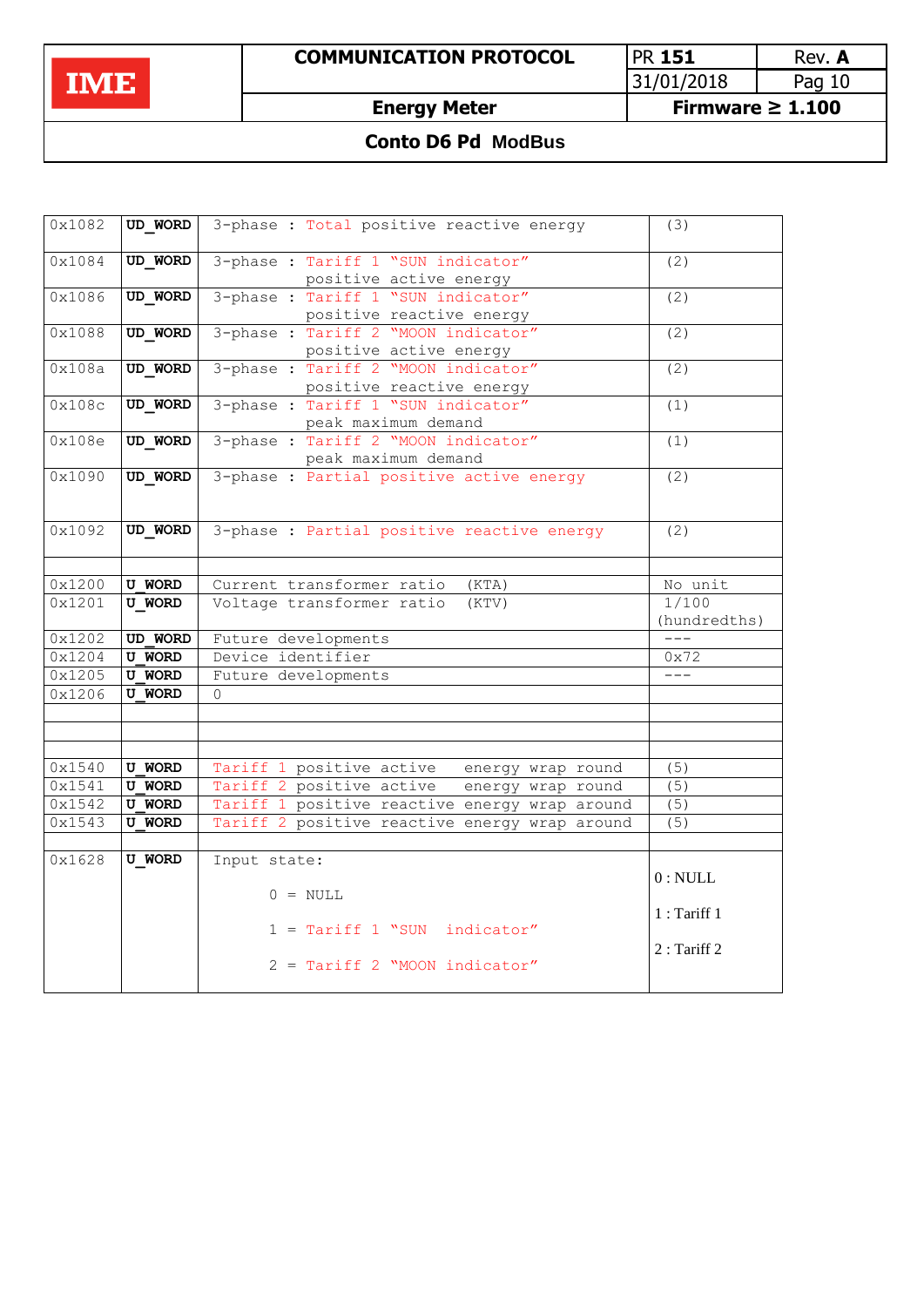| | | | |
|---|---|---|---|
| 0x1082 | UD_WORD | 3-phase : Total positive reactive energy | (3) |
| 0x1084 | UD_WORD | 3-phase : Tariff 1 "SUN indicator" positive active energy | (2) |
| 0x1086 | UD_WORD | 3-phase : Tariff 1 "SUN indicator" positive reactive energy | (2) |
| 0x1088 | UD_WORD | 3-phase : Tariff 2 "MOON indicator" positive active energy | (2) |
| 0x108a | UD_WORD | 3-phase : Tariff 2 "MOON indicator" positive reactive energy | (2) |
| 0x108c | UD_WORD | 3-phase : Tariff 1 "SUN indicator" peak maximum demand | (1) |
| 0x108e | UD_WORD | 3-phase : Tariff 2 "MOON indicator" peak maximum demand | (1) |
| 0x1090 | UD_WORD | 3-phase : Partial positive active energy | (2) |
| 0x1092 | UD_WORD | 3-phase : Partial positive reactive energy | (2) |
| | | | |
| 0x1200 | U_WORD | Current transformer ratio (KTA) | No unit |
| 0x1201 | U_WORD | Voltage transformer ratio (KTV) | 1/100 (hundredths) |
| 0x1202 | UD_WORD | Future developments | --- |
| 0x1204 | U_WORD | Device identifier | 0x72 |
| 0x1205 | U_WORD | Future developments | --- |
| 0x1206 | U_WORD | 0 | |
| | | | |
| | | | |
| | | | |
| 0x1540 | U_WORD | Tariff 1 positive active energy wrap round | (5) |
| 0x1541 | U_WORD | Tariff 2 positive active energy wrap round | (5) |
| 0x1542 | U_WORD | Tariff 1 positive reactive energy wrap around | (5) |
| 0x1543 | U_WORD | Tariff 2 positive reactive energy wrap around | (5) |
| | | | |
| 0x1628 | U_WORD | Input state:<br>0 = NULL<br>1 = Tariff 1 "SUN indicator"<br>2 = Tariff 2 "MOON indicator" | 0 : NULL<br>1 : Tariff 1<br>2 : Tariff 2 |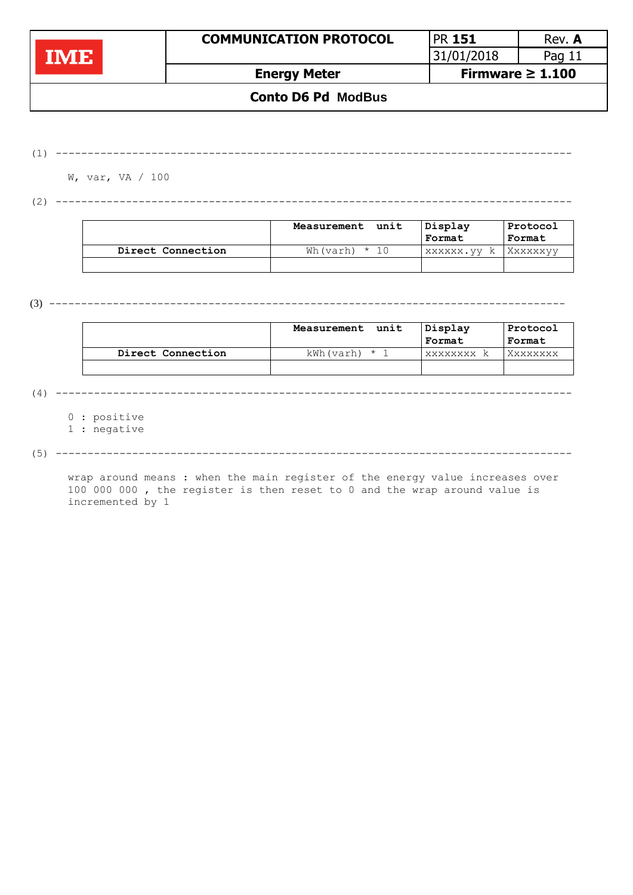(1) ---------------------------------------------------------------------------------

W, var, VA / 100

(2) ---------------------------------------------------------------------------------

| | Measurement unit | Display Format | Protocol Format |
|---|---|---|---|
| **Direct Connection** | Wh(varh) * 10 | xxxxxx.yy k | Xxxxxxyy |
| | | | |

(3) ---------------------------------------------------------------------------------

| | Measurement unit | Display Format | Protocol Format |
|---|---|---|---|
| **Direct Connection** | kWh(varh) * 1 | xxxxxxxx k | Xxxxxxxx |
| | | | |

(4) ---------------------------------------------------------------------------------

0 : positive
1 : negative

(5) ---------------------------------------------------------------------------------

wrap around means : when the main register of the energy value increases over 100 000 000 , the register is then reset to 0 and the wrap around value is incremented by 1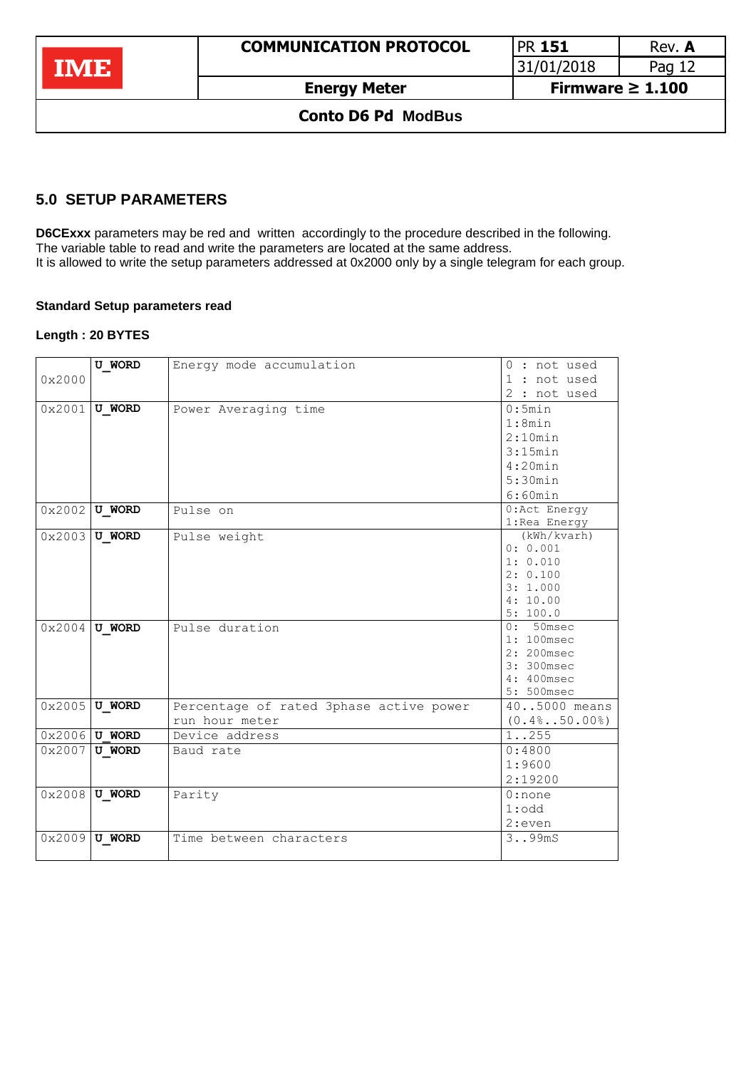## 5.0 SETUP PARAMETERS

**D6CExxx** parameters may be red and written accordingly to the procedure described in the following.
The variable table to read and write the parameters are located at the same address.
It is allowed to write the setup parameters addressed at 0x2000 only by a single telegram for each group.

**Standard Setup parameters read**

**Length : 20 BYTES**

| Address | Type | Description | Values |
|---|---|---|---|
| 0x2000 | **U_WORD** | Energy mode accumulation | 0 : not used<br>1 : not used<br>2 : not used |
| 0x2001 | **U_WORD** | Power Averaging time | 0:5min<br>1:8min<br>2:10min<br>3:15min<br>4:20min<br>5:30min<br>6:60min |
| 0x2002 | **U_WORD** | Pulse on | 0:Act Energy<br>1:Rea Energy |
| 0x2003 | **U_WORD** | Pulse weight | (kWh/kvarh)<br>0: 0.001<br>1: 0.010<br>2: 0.100<br>3: 1.000<br>4: 10.00<br>5: 100.0 |
| 0x2004 | **U_WORD** | Pulse duration | 0: 50msec<br>1: 100msec<br>2: 200msec<br>3: 300msec<br>4: 400msec<br>5: 500msec |
| 0x2005 | **U_WORD** | Percentage of rated 3phase active power run hour meter | 40..5000 means (0.4%..50.00%) |
| 0x2006 | **U_WORD** | Device address | 1..255 |
| 0x2007 | **U_WORD** | Baud rate | 0:4800<br>1:9600<br>2:19200 |
| 0x2008 | **U_WORD** | Parity | 0:none<br>1:odd<br>2:even |
| 0x2009 | **U_WORD** | Time between characters | 3..99mS |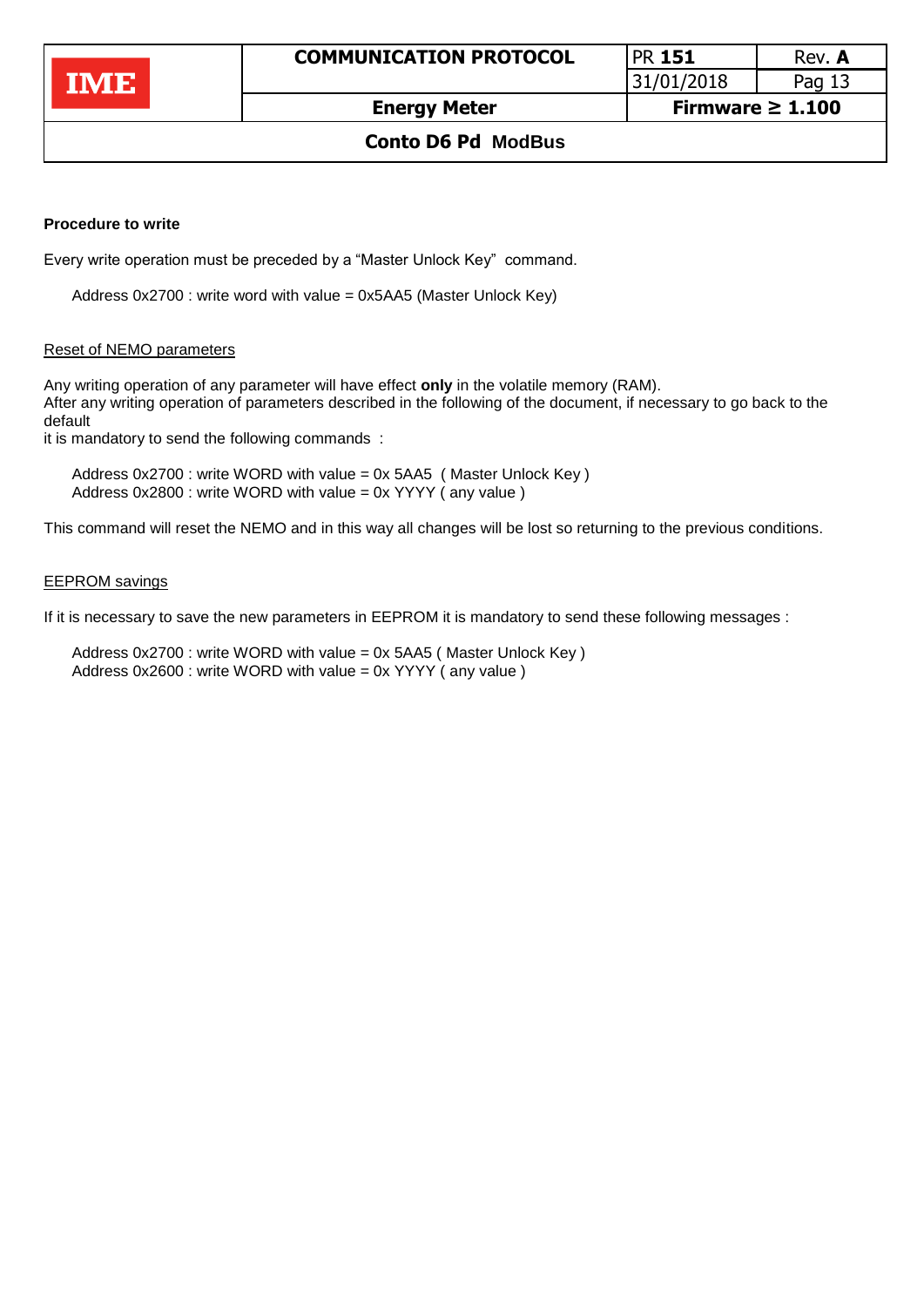**Procedure to write**

Every write operation must be preceded by a “Master Unlock Key” command.

Address 0x2700 : write word with value = 0x5AA5 (Master Unlock Key)

Reset of NEMO parameters

Any writing operation of any parameter will have effect **only** in the volatile memory (RAM).
After any writing operation of parameters described in the following of the document, if necessary to go back to the default
it is mandatory to send the following commands :

Address 0x2700 : write WORD with value = 0x 5AA5 ( Master Unlock Key )
Address 0x2800 : write WORD with value = 0x YYYY ( any value )

This command will reset the NEMO and in this way all changes will be lost so returning to the previous conditions.

EEPROM savings

If it is necessary to save the new parameters in EEPROM it is mandatory to send these following messages :

Address 0x2700 : write WORD with value = 0x 5AA5 ( Master Unlock Key )
Address 0x2600 : write WORD with value = 0x YYYY ( any value )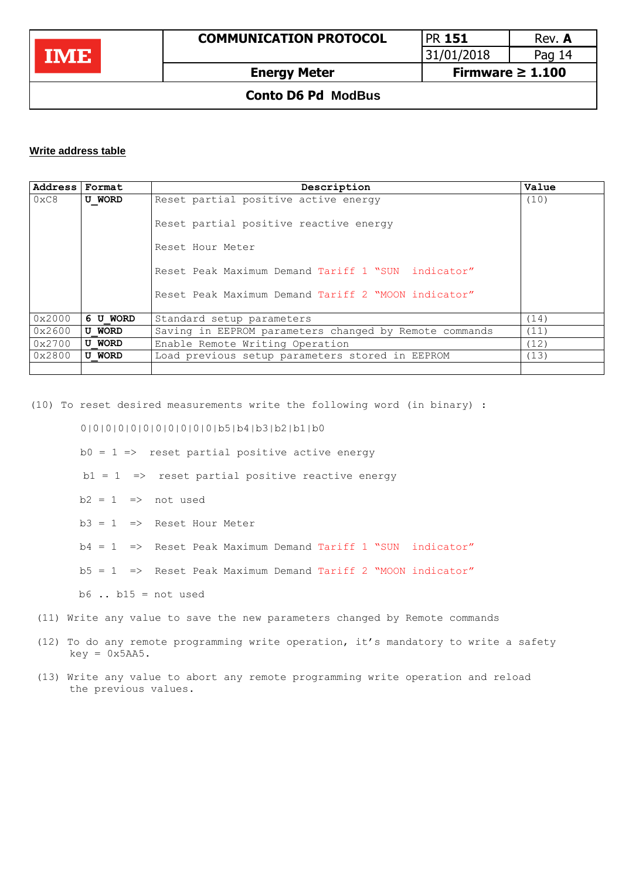**Write address table**

| Address | Format | Description | Value |
|---|---|---|---|
| 0xC8 | **U_WORD** | Reset partial positive active energy<br><br>Reset partial positive reactive energy<br><br>Reset Hour Meter<br><br>Reset Peak Maximum Demand Tariff 1 "SUN indicator"<br><br>Reset Peak Maximum Demand Tariff 2 "MOON indicator" | (10) |
| 0x2000 | **6 U_WORD** | Standard setup parameters | (14) |
| 0x2600 | **U_WORD** | Saving in EEPROM parameters changed by Remote commands | (11) |
| 0x2700 | **U_WORD** | Enable Remote Writing Operation | (12) |
| 0x2800 | **U_WORD** | Load previous setup parameters stored in EEPROM | (13) |
| | | | |

(10) To reset desired measurements write the following word (in binary) :

0|0|0|0|0|0|0|0|0|0|b5|b4|b3|b2|b1|b0

b0 = 1 => reset partial positive active energy

b1 = 1 => reset partial positive reactive energy

b2 = 1 => not used

b3 = 1 => Reset Hour Meter

b4 = 1 => Reset Peak Maximum Demand Tariff 1 "SUN indicator"

b5 = 1 => Reset Peak Maximum Demand Tariff 2 "MOON indicator"

b6 .. b15 = not used

(11) Write any value to save the new parameters changed by Remote commands

(12) To do any remote programming write operation, it's mandatory to write a safety key = 0x5AA5.

(13) Write any value to abort any remote programming write operation and reload the previous values.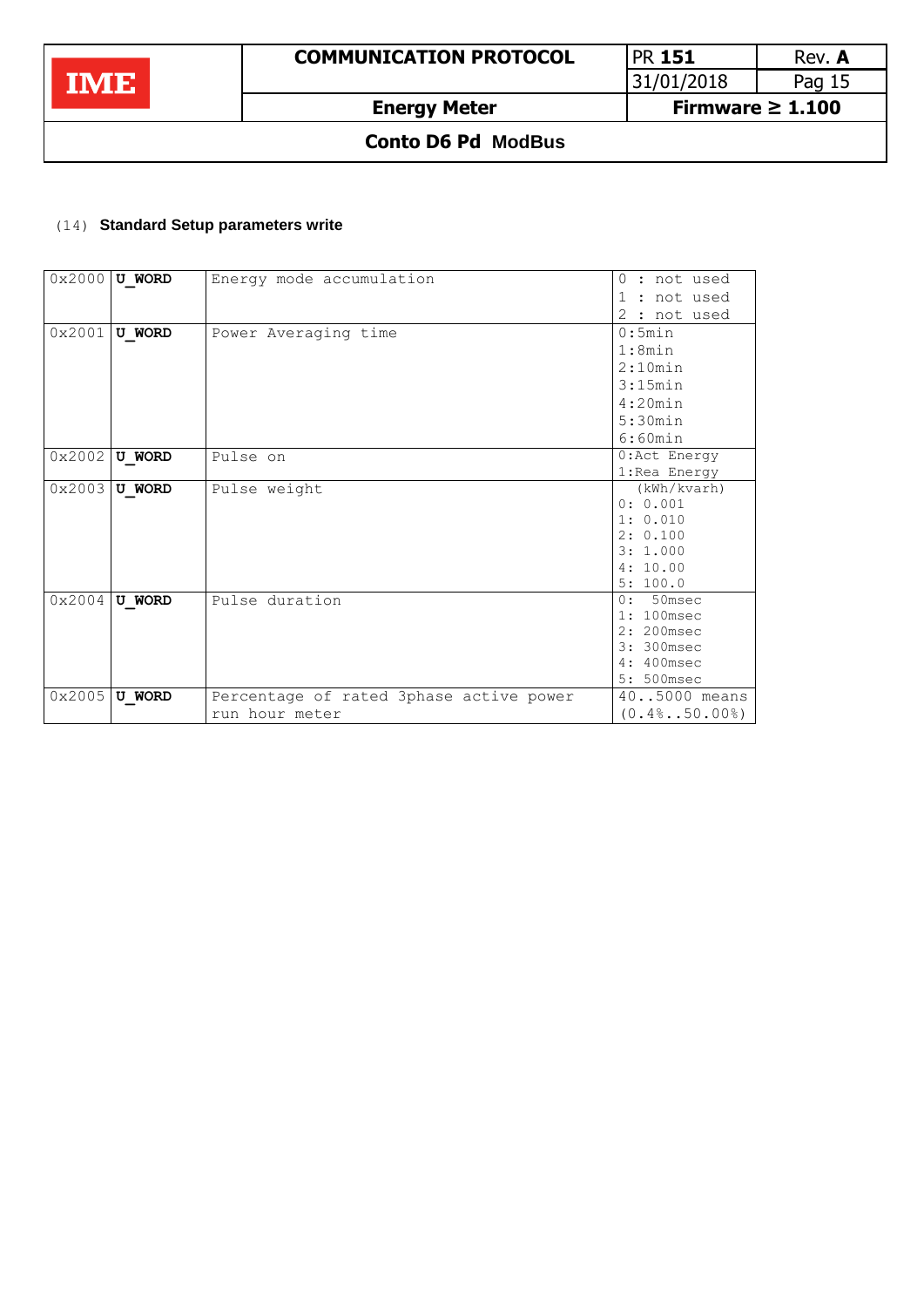(14) **Standard Setup parameters write**

| | | | |
|---|---|---|---|
| 0x2000 | **U_WORD** | Energy mode accumulation | 0 : not used<br>1 : not used<br>2 : not used |
| 0x2001 | **U_WORD** | Power Averaging time | 0:5min<br>1:8min<br>2:10min<br>3:15min<br>4:20min<br>5:30min<br>6:60min |
| 0x2002 | **U_WORD** | Pulse on | 0:Act Energy<br>1:Rea Energy |
| 0x2003 | **U_WORD** | Pulse weight | (kWh/kvarh)<br>0: 0.001<br>1: 0.010<br>2: 0.100<br>3: 1.000<br>4: 10.00<br>5: 100.0 |
| 0x2004 | **U_WORD** | Pulse duration | 0: 50msec<br>1: 100msec<br>2: 200msec<br>3: 300msec<br>4: 400msec<br>5: 500msec |
| 0x2005 | **U_WORD** | Percentage of rated 3phase active power run hour meter | 40..5000 means (0.4%..50.00%) |